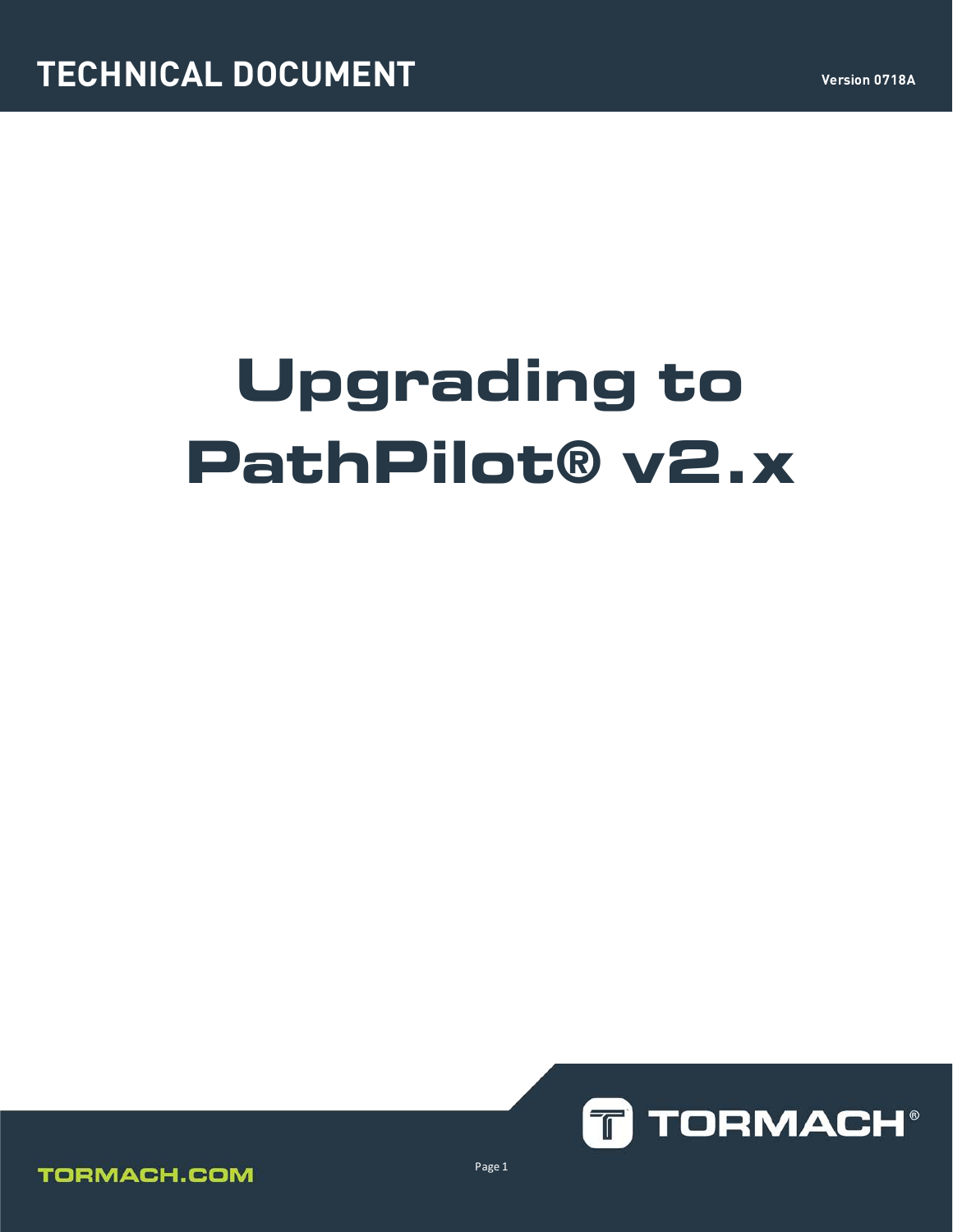TECHNICAL DOCUMENT

Version 0718A

# Upgrading to PathPilot® v2.x

TORMACH®

TORMACH.COM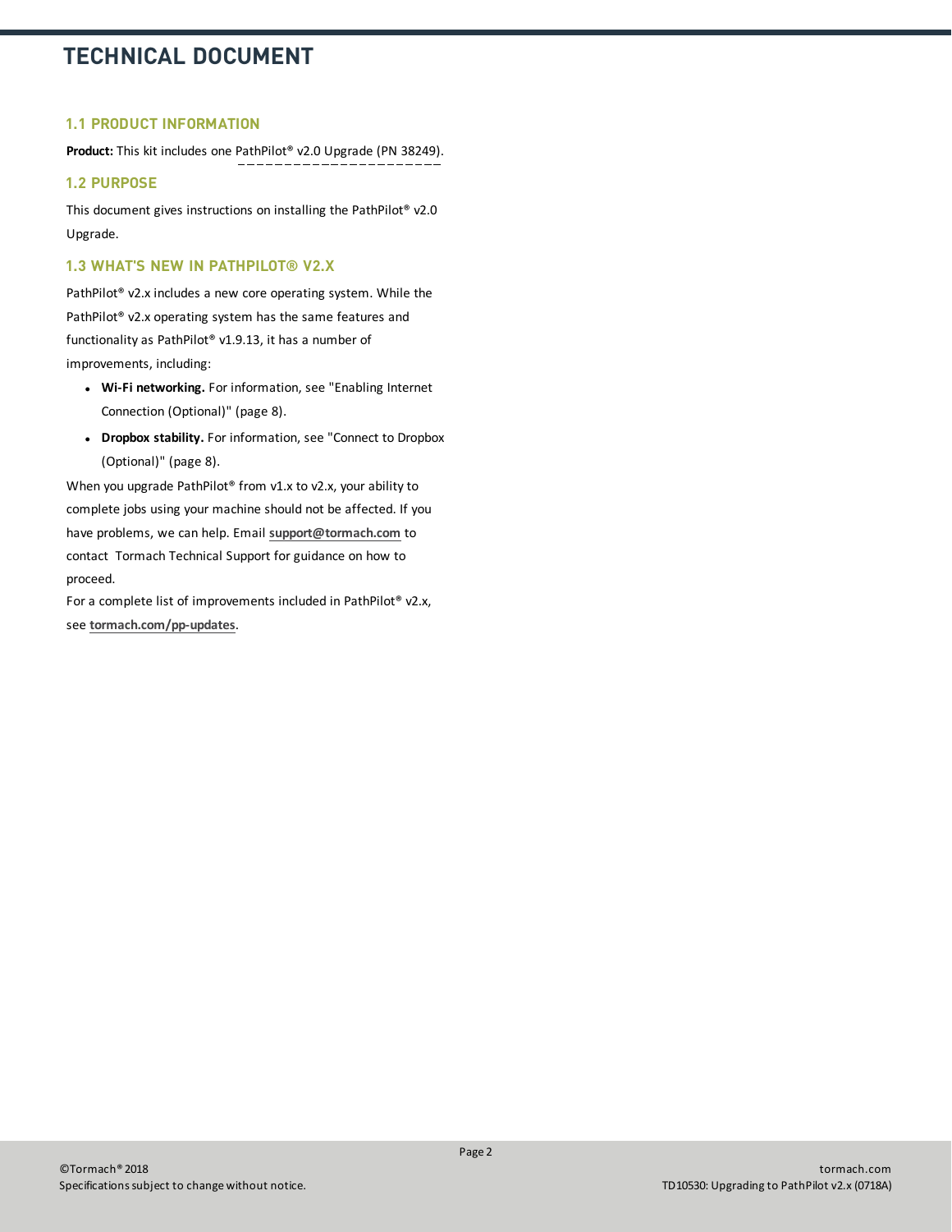# TECHNICAL DOCUMENT

## 1.1 PRODUCT INFORMATION

**Product:** This kit includes one PathPilot® v2.0 Upgrade (PN 38249).

## 1.2 PURPOSE

This document gives instructions on installing the PathPilot® v2.0 Upgrade.

## 1.3 WHAT'S NEW IN PATHPILOT® V2.X

PathPilot® v2.x includes a new core operating system. While the PathPilot® v2.x operating system has the same features and functionality as PathPilot® v1.9.13, it has a number of improvements, including:

- **Wi-Fi networking.** For information, see "Enabling Internet Connection (Optional)" (page 8).
- **Dropbox stability.** For information, see "Connect to Dropbox (Optional)" (page 8).

When you upgrade PathPilot® from v1.x to v2.x, your ability to complete jobs using your machine should not be affected. If you have problems, we can help. Email **support@tormach.com** to contact Tormach Technical Support for guidance on how to proceed.

For a complete list of improvements included in PathPilot® v2.x, see **tormach.com/pp-updates**.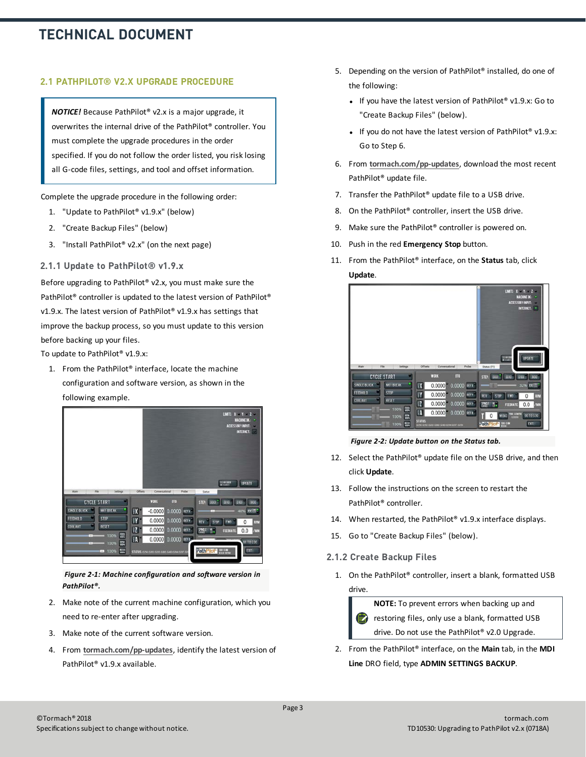## 2.1 PATHPILOT® V2.X UPGRADE PROCEDURE

> ***NOTICE!*** Because PathPilot® v2.x is a major upgrade, it overwrites the internal drive of the PathPilot® controller. You must complete the upgrade procedures in the order specified. If you do not follow the order listed, you risk losing all G-code files, settings, and tool and offset information.

Complete the upgrade procedure in the following order:

1. "Update to PathPilot® v1.9.x" (below)
2. "Create Backup Files" (below)
3. "Install PathPilot® v2.x" (on the next page)

### 2.1.1 Update to PathPilot® v1.9.x

Before upgrading to PathPilot® v2.x, you must make sure the PathPilot® controller is updated to the latest version of PathPilot® v1.9.x. The latest version of PathPilot® v1.9.x has settings that improve the backup process, so you must update to this version before backing up your files.

To update to PathPilot® v1.9.x:

1. From the PathPilot® interface, locate the machine configuration and software version, as shown in the following example.

   ***Figure 2-1: Machine configuration and software version in PathPilot®.***

2. Make note of the current machine configuration, which you need to re-enter after upgrading.
3. Make note of the current software version.
4. From **tormach.com/pp-updates**, identify the latest version of PathPilot® v1.9.x available.
5. Depending on the version of PathPilot® installed, do one of the following:
   - If you have the latest version of PathPilot® v1.9.x: Go to "Create Backup Files" (below).
   - If you do not have the latest version of PathPilot® v1.9.x: Go to Step 6.
6. From **tormach.com/pp-updates**, download the most recent PathPilot® update file.
7. Transfer the PathPilot® update file to a USB drive.
8. On the PathPilot® controller, insert the USB drive.
9. Make sure the PathPilot® controller is powered on.
10. Push in the red **Emergency Stop** button.
11. From the PathPilot® interface, on the **Status** tab, click **Update**.

    ***Figure 2-2: Update button on the Status tab.***

12. Select the PathPilot® update file on the USB drive, and then click **Update**.
13. Follow the instructions on the screen to restart the PathPilot® controller.
14. When restarted, the PathPilot® v1.9.x interface displays.
15. Go to "Create Backup Files" (below).

### 2.1.2 Create Backup Files

1. On the PathPilot® controller, insert a blank, formatted USB drive.

   > **NOTE:** To prevent errors when backing up and restoring files, only use a blank, formatted USB drive. Do not use the PathPilot® v2.0 Upgrade.

2. From the PathPilot® interface, on the **Main** tab, in the **MDI Line** DRO field, type **ADMIN SETTINGS BACKUP**.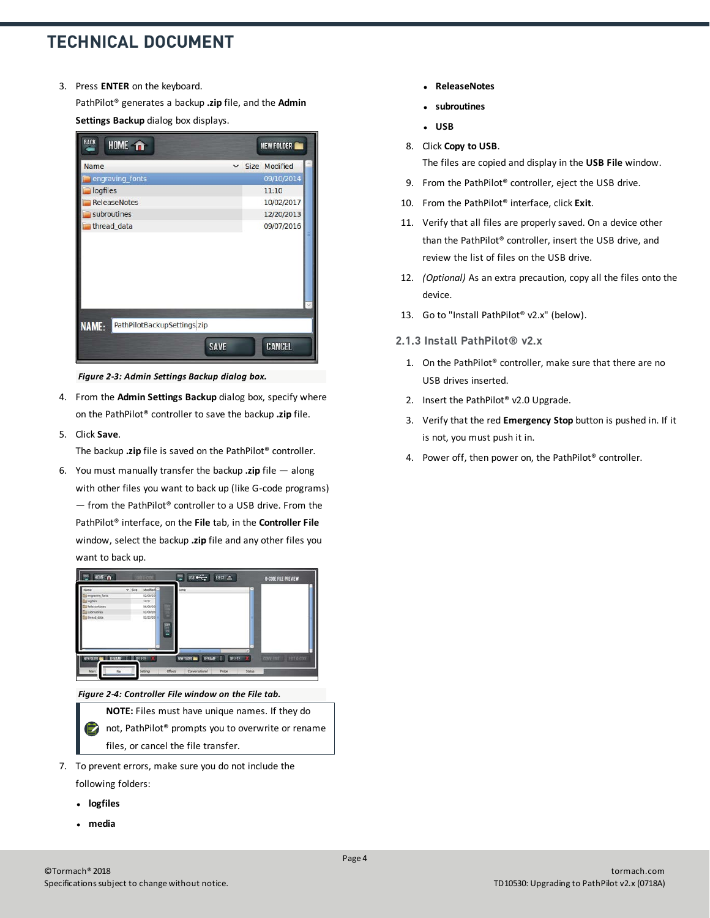3. Press **ENTER** on the keyboard.

   PathPilot® generates a backup **.zip** file, and the **Admin Settings Backup** dialog box displays.

   *Figure 2-3: Admin Settings Backup dialog box.*

4. From the **Admin Settings Backup** dialog box, specify where on the PathPilot® controller to save the backup **.zip** file.
5. Click **Save**.

   The backup **.zip** file is saved on the PathPilot® controller.

6. You must manually transfer the backup **.zip** file — along with other files you want to back up (like G-code programs) — from the PathPilot® controller to a USB drive. From the PathPilot® interface, on the **File** tab, in the **Controller File** window, select the backup **.zip** file and any other files you want to back up.

   *Figure 2-4: Controller File window on the File tab.*

   > **NOTE:** Files must have unique names. If they do not, PathPilot® prompts you to overwrite or rename files, or cancel the file transfer.

7. To prevent errors, make sure you do not include the following folders:
   - **logfiles**
   - **media**
   - **ReleaseNotes**
   - **subroutines**
   - **USB**
8. Click **Copy to USB**.

   The files are copied and display in the **USB File** window.

9. From the PathPilot® controller, eject the USB drive.
10. From the PathPilot® interface, click **Exit**.
11. Verify that all files are properly saved. On a device other than the PathPilot® controller, insert the USB drive, and review the list of files on the USB drive.
12. *(Optional)* As an extra precaution, copy all the files onto the device.
13. Go to "Install PathPilot® v2.x" (below).

### 2.1.3 Install PathPilot® v2.x

1. On the PathPilot® controller, make sure that there are no USB drives inserted.
2. Insert the PathPilot® v2.0 Upgrade.
3. Verify that the red **Emergency Stop** button is pushed in. If it is not, you must push it in.
4. Power off, then power on, the PathPilot® controller.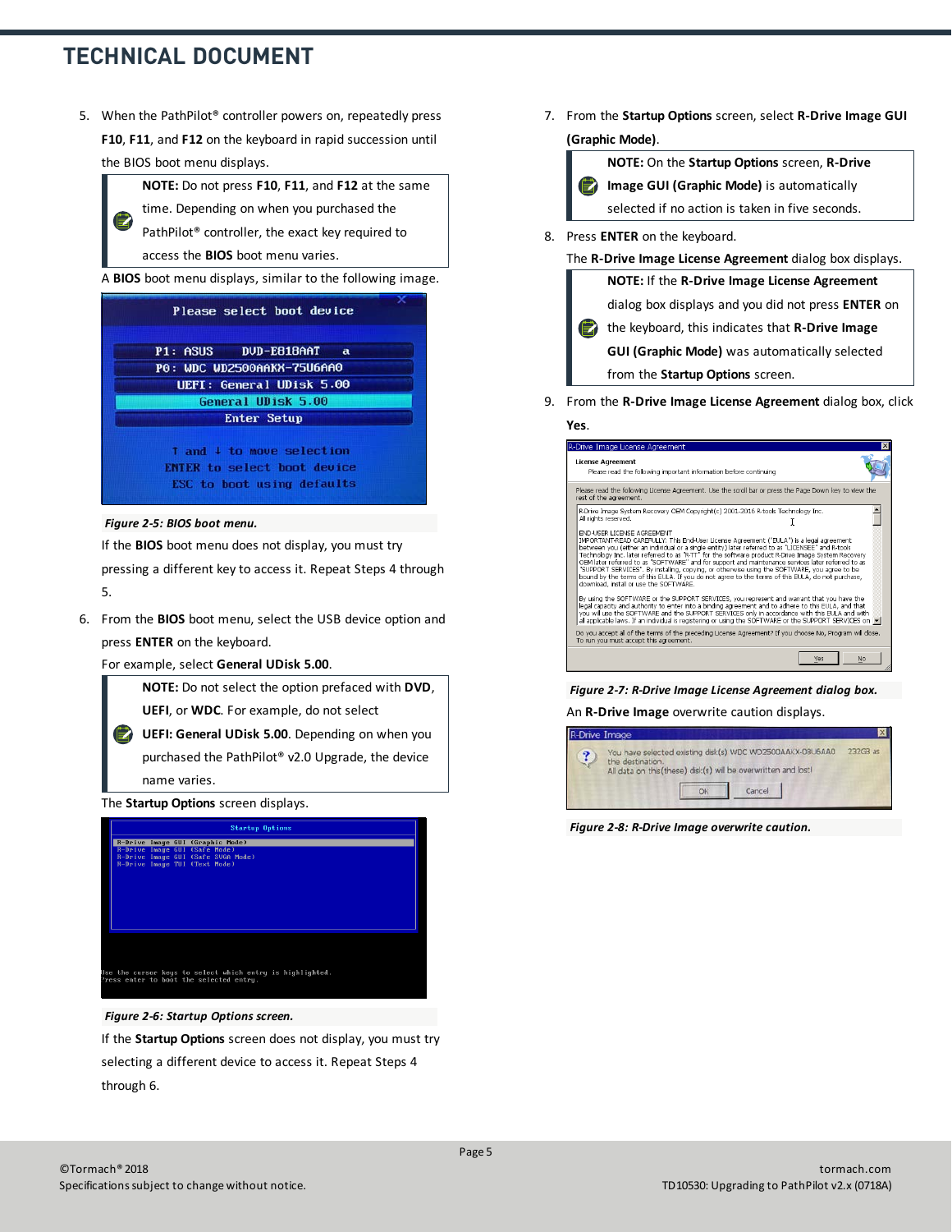5. When the PathPilot® controller powers on, repeatedly press **F10**, **F11**, and **F12** on the keyboard in rapid succession until the BIOS boot menu displays.

   > **NOTE:** Do not press **F10**, **F11**, and **F12** at the same time. Depending on when you purchased the PathPilot® controller, the exact key required to access the **BIOS** boot menu varies.

   A **BIOS** boot menu displays, similar to the following image.

   *Figure 2-5: BIOS boot menu.*

   If the **BIOS** boot menu does not display, you must try pressing a different key to access it. Repeat Steps 4 through 5.

6. From the **BIOS** boot menu, select the USB device option and press **ENTER** on the keyboard.

   For example, select **General UDisk 5.00**.

   > **NOTE:** Do not select the option prefaced with **DVD**, **UEFI**, or **WDC**. For example, do not select **UEFI: General UDisk 5.00**. Depending on when you purchased the PathPilot® v2.0 Upgrade, the device name varies.

   The **Startup Options** screen displays.

   *Figure 2-6: Startup Options screen.*

   If the **Startup Options** screen does not display, you must try selecting a different device to access it. Repeat Steps 4 through 6.

7. From the **Startup Options** screen, select **R-Drive Image GUI (Graphic Mode)**.

   > **NOTE:** On the **Startup Options** screen, **R-Drive Image GUI (Graphic Mode)** is automatically selected if no action is taken in five seconds.

8. Press **ENTER** on the keyboard.

   The **R-Drive Image License Agreement** dialog box displays.

   > **NOTE:** If the **R-Drive Image License Agreement** dialog box displays and you did not press **ENTER** on the keyboard, this indicates that **R-Drive Image GUI (Graphic Mode)** was automatically selected from the **Startup Options** screen.

9. From the **R-Drive Image License Agreement** dialog box, click **Yes**.

   *Figure 2-7: R-Drive Image License Agreement dialog box.*

   An **R-Drive Image** overwrite caution displays.

   *Figure 2-8: R-Drive Image overwrite caution.*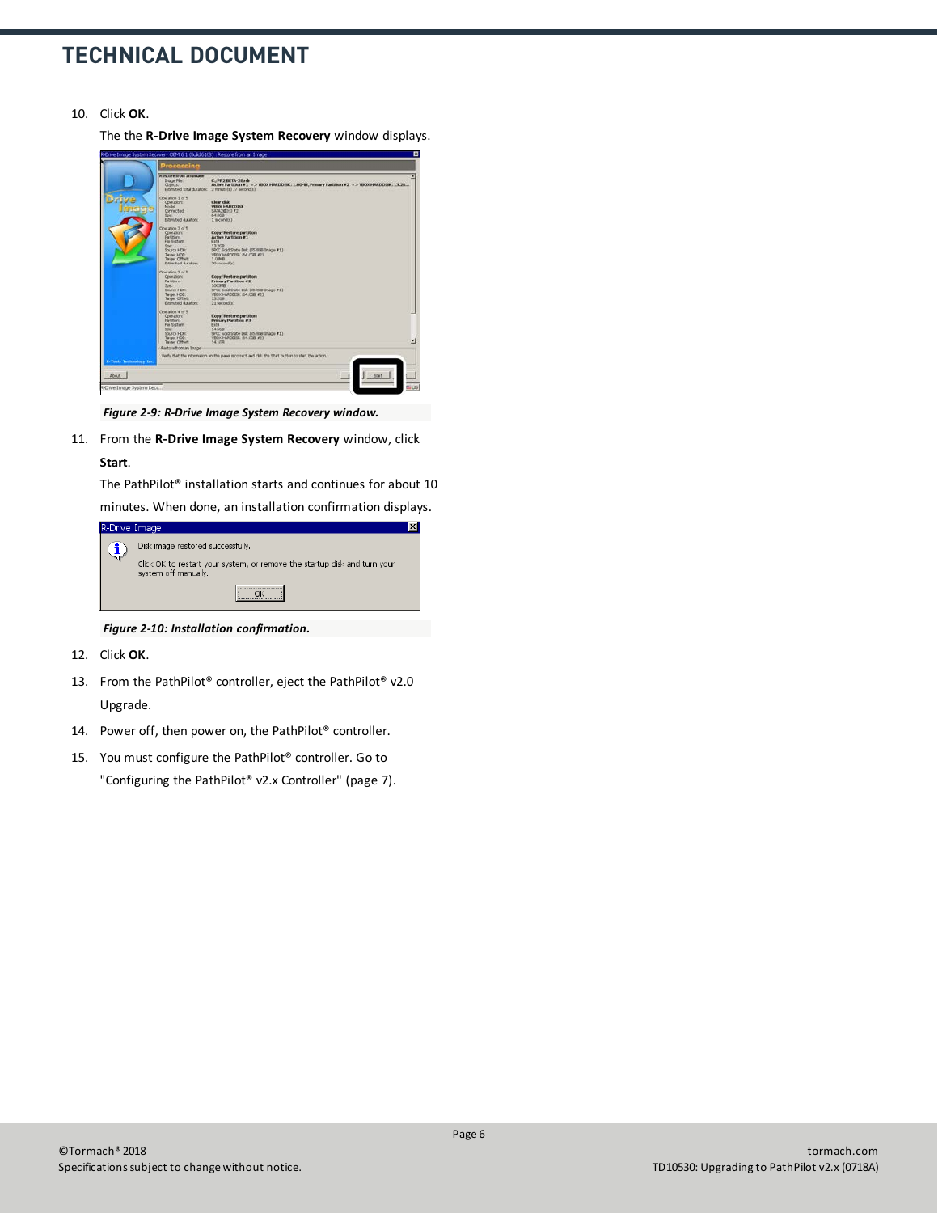10. Click **OK**.

    The the **R-Drive Image System Recovery** window displays.

    *Figure 2-9: R-Drive Image System Recovery window.*

11. From the **R-Drive Image System Recovery** window, click **Start**.

    The PathPilot® installation starts and continues for about 10 minutes. When done, an installation confirmation displays.

    *Figure 2-10: Installation confirmation.*

12. Click **OK**.
13. From the PathPilot® controller, eject the PathPilot® v2.0 Upgrade.
14. Power off, then power on, the PathPilot® controller.
15. You must configure the PathPilot® controller. Go to "Configuring the PathPilot® v2.x Controller" (page 7).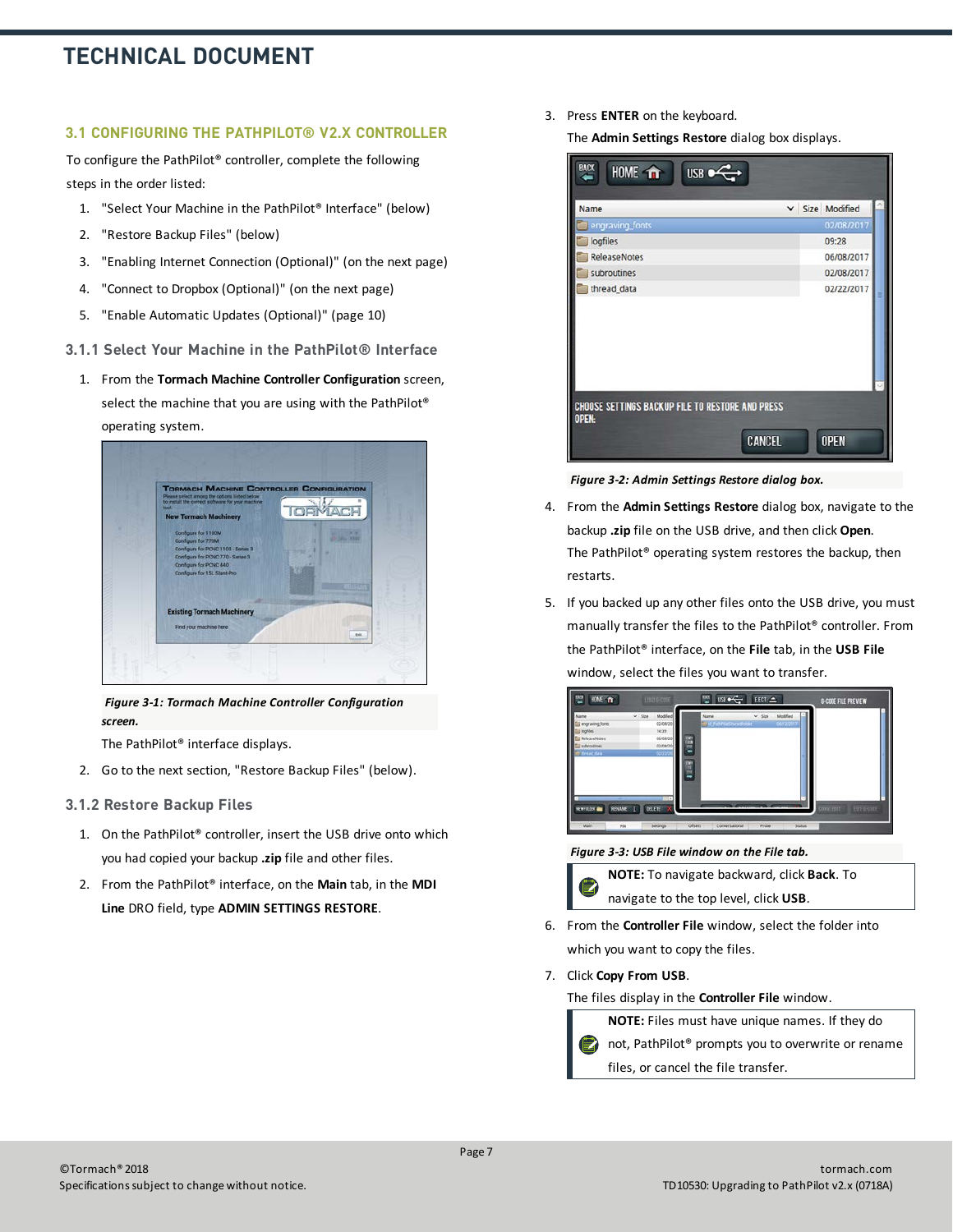## 3.1 CONFIGURING THE PATHPILOT® V2.X CONTROLLER

To configure the PathPilot® controller, complete the following steps in the order listed:

1. "Select Your Machine in the PathPilot® Interface" (below)
2. "Restore Backup Files" (below)
3. "Enabling Internet Connection (Optional)" (on the next page)
4. "Connect to Dropbox (Optional)" (on the next page)
5. "Enable Automatic Updates (Optional)" (page 10)

### 3.1.1 Select Your Machine in the PathPilot® Interface

1. From the **Tormach Machine Controller Configuration** screen, select the machine that you are using with the PathPilot® operating system.

   ***Figure 3-1: Tormach Machine Controller Configuration screen.***

   The PathPilot® interface displays.

2. Go to the next section, "Restore Backup Files" (below).

### 3.1.2 Restore Backup Files

1. On the PathPilot® controller, insert the USB drive onto which you had copied your backup **.zip** file and other files.
2. From the PathPilot® interface, on the **Main** tab, in the **MDI Line** DRO field, type **ADMIN SETTINGS RESTORE**.
3. Press **ENTER** on the keyboard.

   The **Admin Settings Restore** dialog box displays.

   ***Figure 3-2: Admin Settings Restore dialog box.***

4. From the **Admin Settings Restore** dialog box, navigate to the backup **.zip** file on the USB drive, and then click **Open**.

   The PathPilot® operating system restores the backup, then restarts.

5. If you backed up any other files onto the USB drive, you must manually transfer the files to the PathPilot® controller. From the PathPilot® interface, on the **File** tab, in the **USB File** window, select the files you want to transfer.

   ***Figure 3-3: USB File window on the File tab.***

   > **NOTE:** To navigate backward, click **Back**. To navigate to the top level, click **USB**.

6. From the **Controller File** window, select the folder into which you want to copy the files.
7. Click **Copy From USB**.

   The files display in the **Controller File** window.

   > **NOTE:** Files must have unique names. If they do not, PathPilot® prompts you to overwrite or rename files, or cancel the file transfer.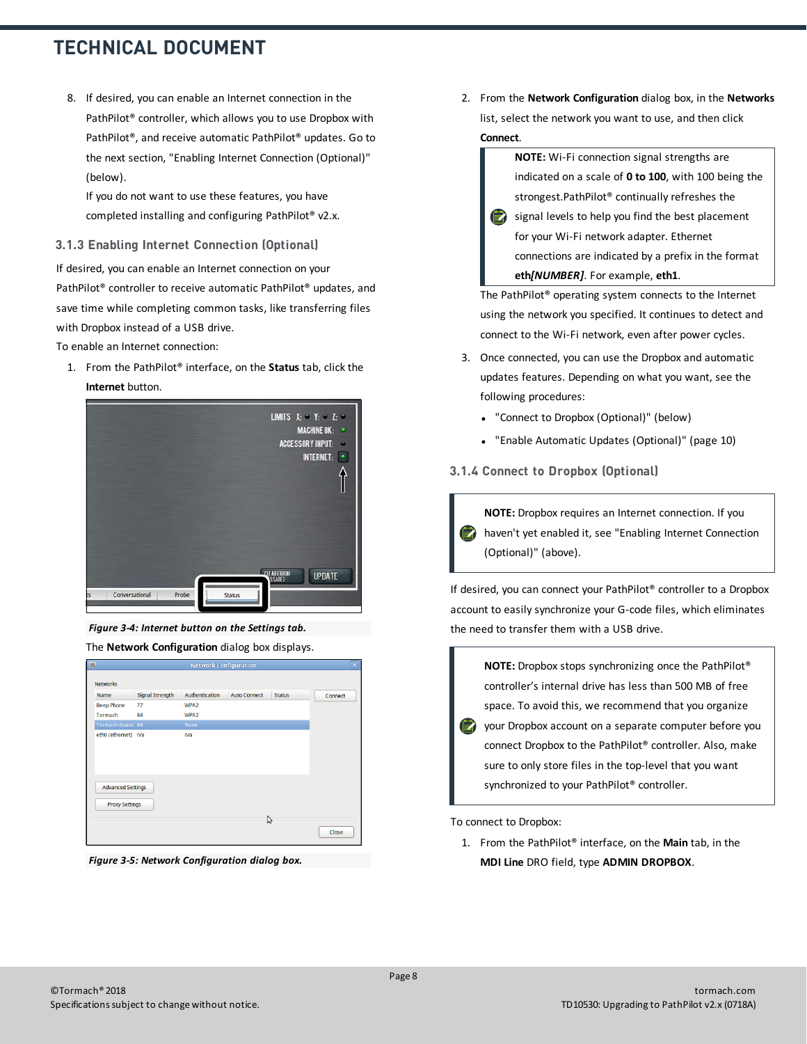8. If desired, you can enable an Internet connection in the PathPilot® controller, which allows you to use Dropbox with PathPilot®, and receive automatic PathPilot® updates. Go to the next section, "Enabling Internet Connection (Optional)" (below).

   If you do not want to use these features, you have completed installing and configuring PathPilot® v2.x.

### 3.1.3 Enabling Internet Connection (Optional)

If desired, you can enable an Internet connection on your PathPilot® controller to receive automatic PathPilot® updates, and save time while completing common tasks, like transferring files with Dropbox instead of a USB drive.

To enable an Internet connection:

1. From the PathPilot® interface, on the **Status** tab, click the **Internet** button.

   *Figure 3-4: Internet button on the Settings tab.*

   The **Network Configuration** dialog box displays.

   *Figure 3-5: Network Configuration dialog box.*

2. From the **Network Configuration** dialog box, in the **Networks** list, select the network you want to use, and then click **Connect**.

   > **NOTE:** Wi-Fi connection signal strengths are indicated on a scale of **0 to 100**, with 100 being the strongest.PathPilot® continually refreshes the signal levels to help you find the best placement for your Wi-Fi network adapter. Ethernet connections are indicated by a prefix in the format **eth*[NUMBER]***. For example, **eth1**.

   The PathPilot® operating system connects to the Internet using the network you specified. It continues to detect and connect to the Wi-Fi network, even after power cycles.

3. Once connected, you can use the Dropbox and automatic updates features. Depending on what you want, see the following procedures:
   - "Connect to Dropbox (Optional)" (below)
   - "Enable Automatic Updates (Optional)" (page 10)

### 3.1.4 Connect to Dropbox (Optional)

> **NOTE:** Dropbox requires an Internet connection. If you haven't yet enabled it, see "Enabling Internet Connection (Optional)" (above).

If desired, you can connect your PathPilot® controller to a Dropbox account to easily synchronize your G-code files, which eliminates the need to transfer them with a USB drive.

> **NOTE:** Dropbox stops synchronizing once the PathPilot® controller's internal drive has less than 500 MB of free space. To avoid this, we recommend that you organize your Dropbox account on a separate computer before you connect Dropbox to the PathPilot® controller. Also, make sure to only store files in the top-level that you want synchronized to your PathPilot® controller.

To connect to Dropbox:

1. From the PathPilot® interface, on the **Main** tab, in the **MDI Line** DRO field, type **ADMIN DROPBOX**.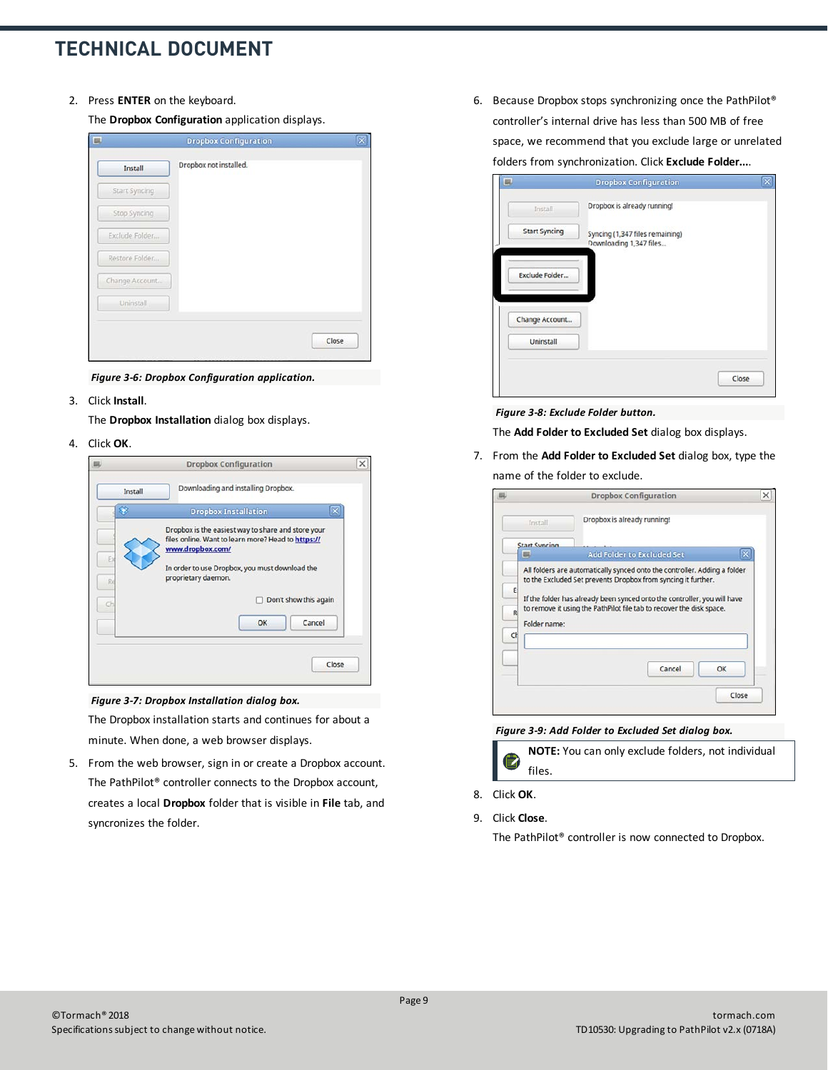2. Press **ENTER** on the keyboard.

   The **Dropbox Configuration** application displays.

   *Figure 3-6: Dropbox Configuration application.*

3. Click **Install**.

   The **Dropbox Installation** dialog box displays.

4. Click **OK**.

   *Figure 3-7: Dropbox Installation dialog box.*

   The Dropbox installation starts and continues for about a minute. When done, a web browser displays.

5. From the web browser, sign in or create a Dropbox account.

   The PathPilot® controller connects to the Dropbox account, creates a local **Dropbox** folder that is visible in **File** tab, and syncronizes the folder.

6. Because Dropbox stops synchronizing once the PathPilot® controller's internal drive has less than 500 MB of free space, we recommend that you exclude large or unrelated folders from synchronization. Click **Exclude Folder...**.

   *Figure 3-8: Exclude Folder button.*

   The **Add Folder to Excluded Set** dialog box displays.

7. From the **Add Folder to Excluded Set** dialog box, type the name of the folder to exclude.

   *Figure 3-9: Add Folder to Excluded Set dialog box.*

   **NOTE:** You can only exclude folders, not individual files.

8. Click **OK**.

9. Click **Close**.

   The PathPilot® controller is now connected to Dropbox.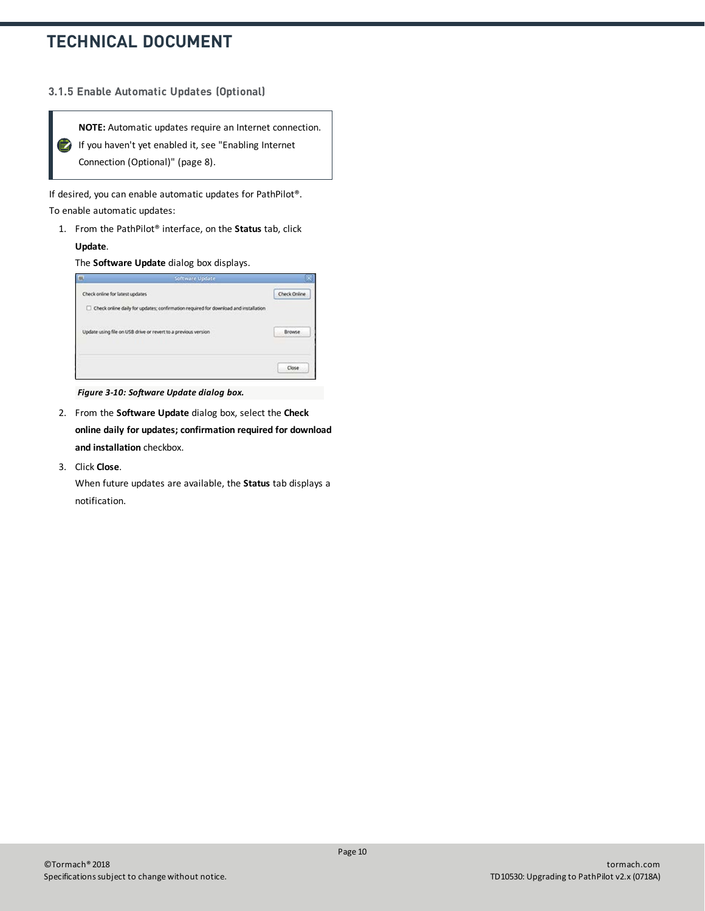### 3.1.5 Enable Automatic Updates (Optional)

> **NOTE:** Automatic updates require an Internet connection. If you haven't yet enabled it, see "Enabling Internet Connection (Optional)" (page 8).

If desired, you can enable automatic updates for PathPilot®.

To enable automatic updates:

1. From the PathPilot® interface, on the **Status** tab, click **Update**.

   The **Software Update** dialog box displays.

   *Figure 3-10: Software Update dialog box.*

2. From the **Software Update** dialog box, select the **Check online daily for updates; confirmation required for download and installation** checkbox.

3. Click **Close**.

   When future updates are available, the **Status** tab displays a notification.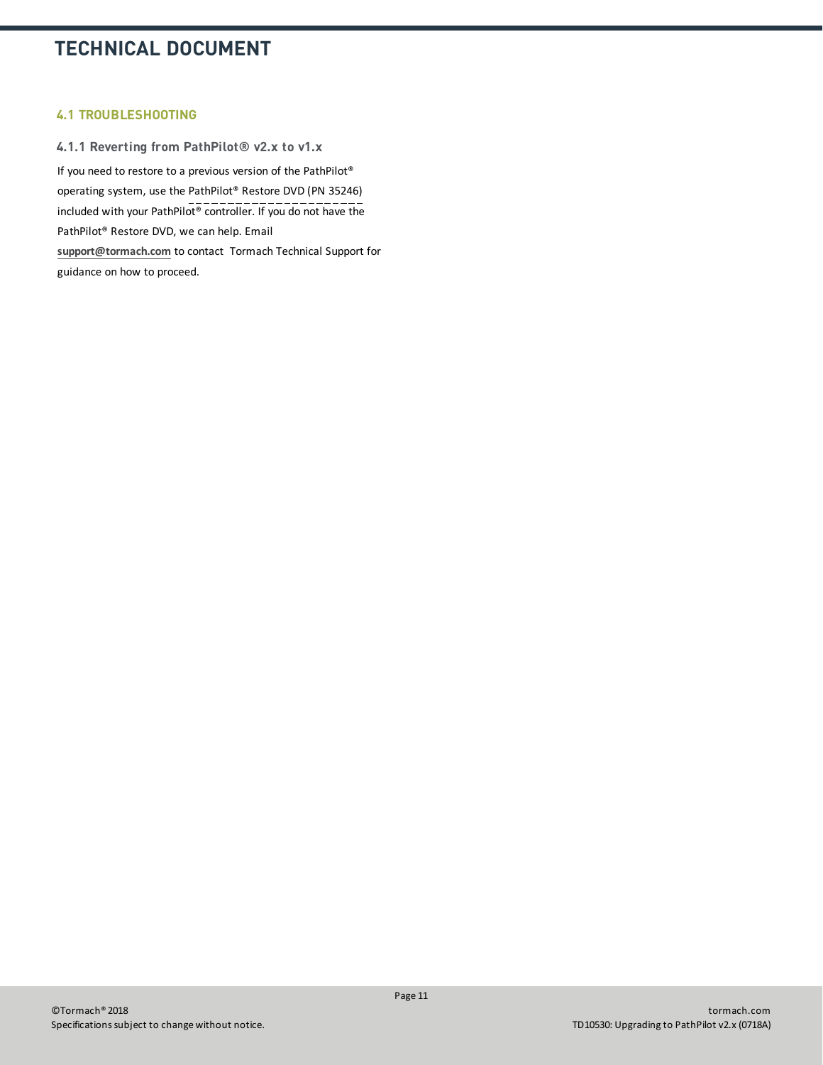## 4.1 TROUBLESHOOTING

### 4.1.1 Reverting from PathPilot® v2.x to v1.x

If you need to restore to a previous version of the PathPilot® operating system, use the PathPilot® Restore DVD (PN 35246) included with your PathPilot® controller. If you do not have the PathPilot® Restore DVD, we can help. Email **support@tormach.com** to contact Tormach Technical Support for guidance on how to proceed.